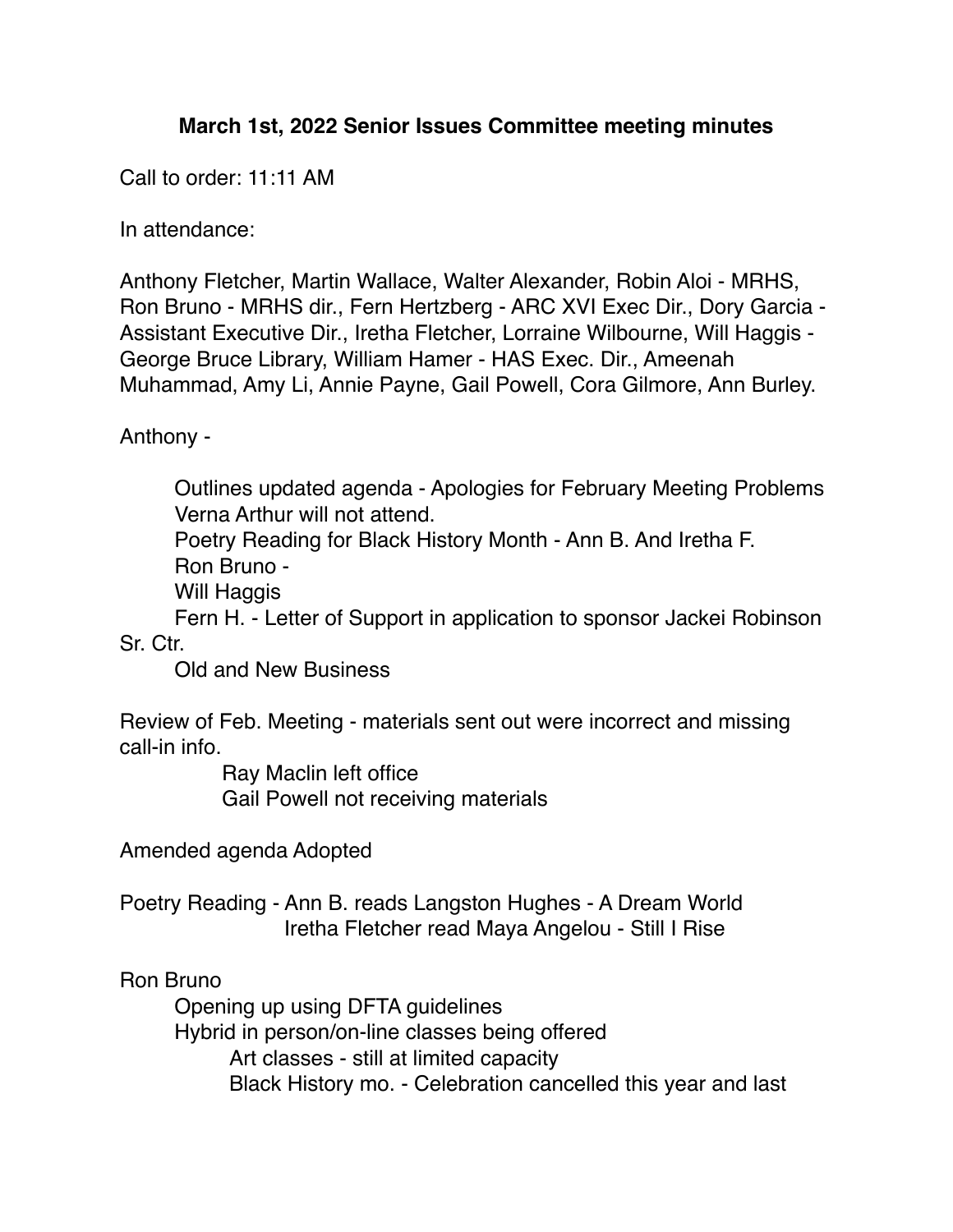**March 1st, 2022 Senior Issues Committee meeting minutes**

Call to order: 11:11 AM

In attendance:

Anthony Fletcher, Martin Wallace, Walter Alexander, Robin Aloi - MRHS, Ron Bruno - MRHS dir., Fern Hertzberg - ARC XVI Exec Dir., Dory Garcia - Assistant Executive Dir., Iretha Fletcher, Lorraine Wilbourne, Will Haggis - George Bruce Library, William Hamer - HAS Exec. Dir., Ameenah Muhammad, Amy Li, Annie Payne, Gail Powell, Cora Gilmore, Ann Burley.

Anthony -

- Outlines updated agenda - Apologies for February Meeting Problems
- Verna Arthur will not attend.
- Poetry Reading for Black History Month - Ann B. And Iretha F.
- Ron Bruno -
- Will Haggis
- Fern H. - Letter of Support in application to sponsor Jackei Robinson Sr. Ctr.
- Old and New Business

Review of Feb. Meeting - materials sent out were incorrect and missing call-in info.

- Ray Maclin left office
- Gail Powell not receiving materials

Amended agenda Adopted

Poetry Reading - Ann B. reads Langston Hughes - A Dream World
Iretha Fletcher read Maya Angelou - Still I Rise

Ron Bruno

- Opening up using DFTA guidelines
- Hybrid in person/on-line classes being offered
  - Art classes - still at limited capacity
  - Black History mo. - Celebration cancelled this year and last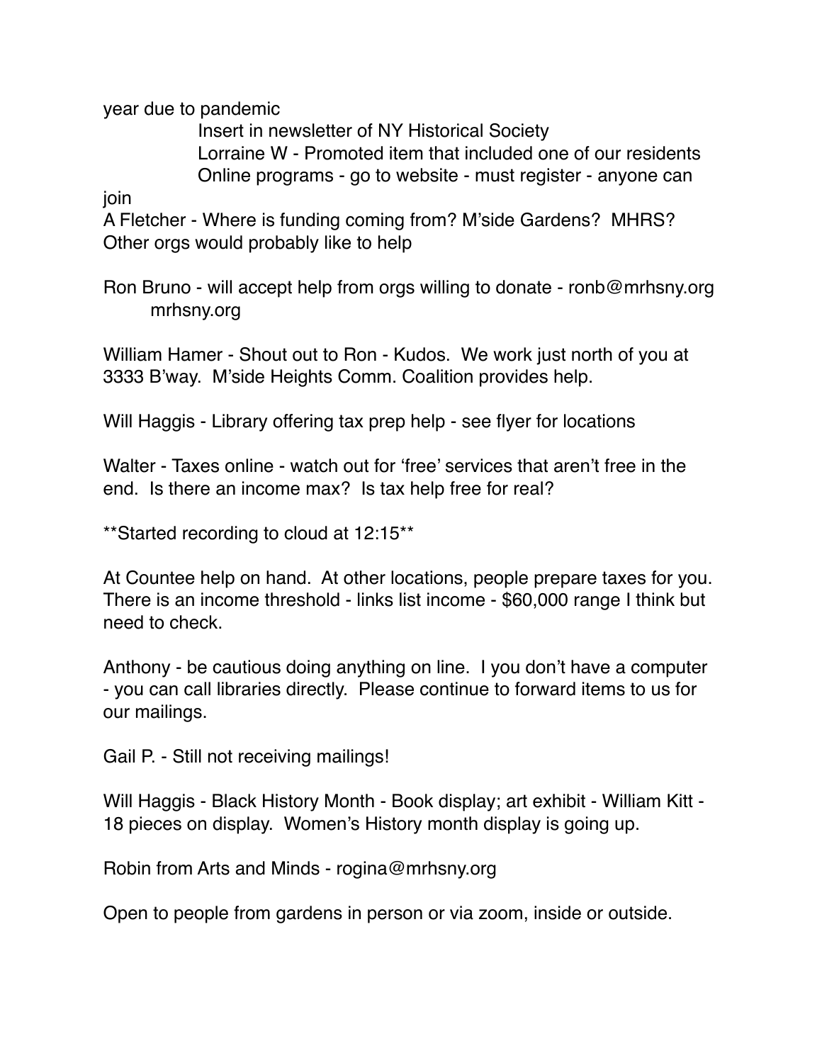year due to pandemic

Insert in newsletter of NY Historical Society
Lorraine W - Promoted item that included one of our residents
Online programs - go to website - must register - anyone can join

A Fletcher - Where is funding coming from? M'side Gardens? MHRS? Other orgs would probably like to help

Ron Bruno - will accept help from orgs willing to donate - ronb@mrhsny.org
mrhsny.org

William Hamer - Shout out to Ron - Kudos. We work just north of you at 3333 B'way. M'side Heights Comm. Coalition provides help.

Will Haggis - Library offering tax prep help - see flyer for locations

Walter - Taxes online - watch out for 'free' services that aren't free in the end. Is there an income max? Is tax help free for real?

**Started recording to cloud at 12:15**

At Countee help on hand. At other locations, people prepare taxes for you. There is an income threshold - links list income - $60,000 range I think but need to check.

Anthony - be cautious doing anything on line. I you don't have a computer - you can call libraries directly. Please continue to forward items to us for our mailings.

Gail P. - Still not receiving mailings!

Will Haggis - Black History Month - Book display; art exhibit - William Kitt - 18 pieces on display. Women's History month display is going up.

Robin from Arts and Minds - rogina@mrhsny.org

Open to people from gardens in person or via zoom, inside or outside.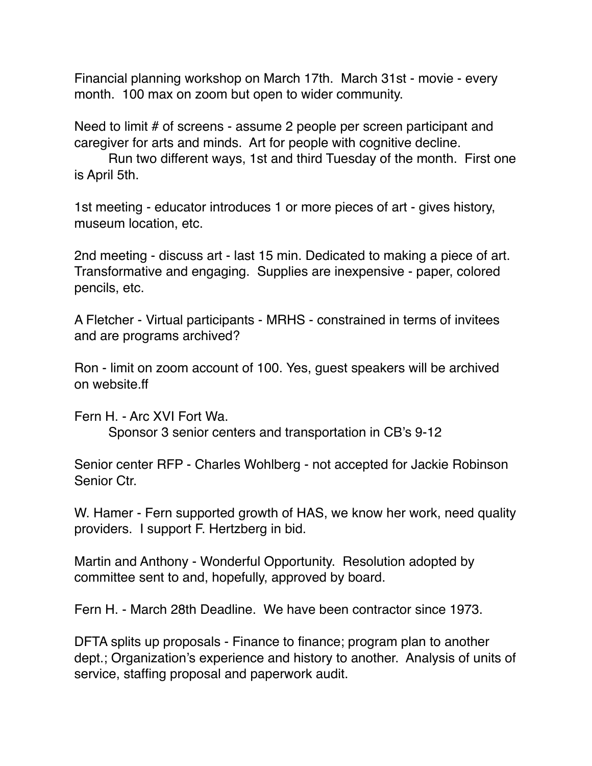Financial planning workshop on March 17th.  March 31st - movie - every month.  100 max on zoom but open to wider community.

Need to limit # of screens - assume 2 people per screen participant and caregiver for arts and minds.  Art for people with cognitive decline.

Run two different ways, 1st and third Tuesday of the month.  First one is April 5th.

1st meeting - educator introduces 1 or more pieces of art - gives history, museum location, etc.

2nd meeting - discuss art - last 15 min. Dedicated to making a piece of art. Transformative and engaging.  Supplies are inexpensive - paper, colored pencils, etc.

A Fletcher - Virtual participants - MRHS - constrained in terms of invitees and are programs archived?

Ron - limit on zoom account of 100. Yes, guest speakers will be archived on website.ff

Fern H. - Arc XVI Fort Wa.

Sponsor 3 senior centers and transportation in CB's 9-12

Senior center RFP - Charles Wohlberg - not accepted for Jackie Robinson Senior Ctr.

W. Hamer - Fern supported growth of HAS, we know her work, need quality providers.  I support F. Hertzberg in bid.

Martin and Anthony - Wonderful Opportunity.  Resolution adopted by committee sent to and, hopefully, approved by board.

Fern H. - March 28th Deadline.  We have been contractor since 1973.

DFTA splits up proposals - Finance to finance; program plan to another dept.; Organization's experience and history to another.  Analysis of units of service, staffing proposal and paperwork audit.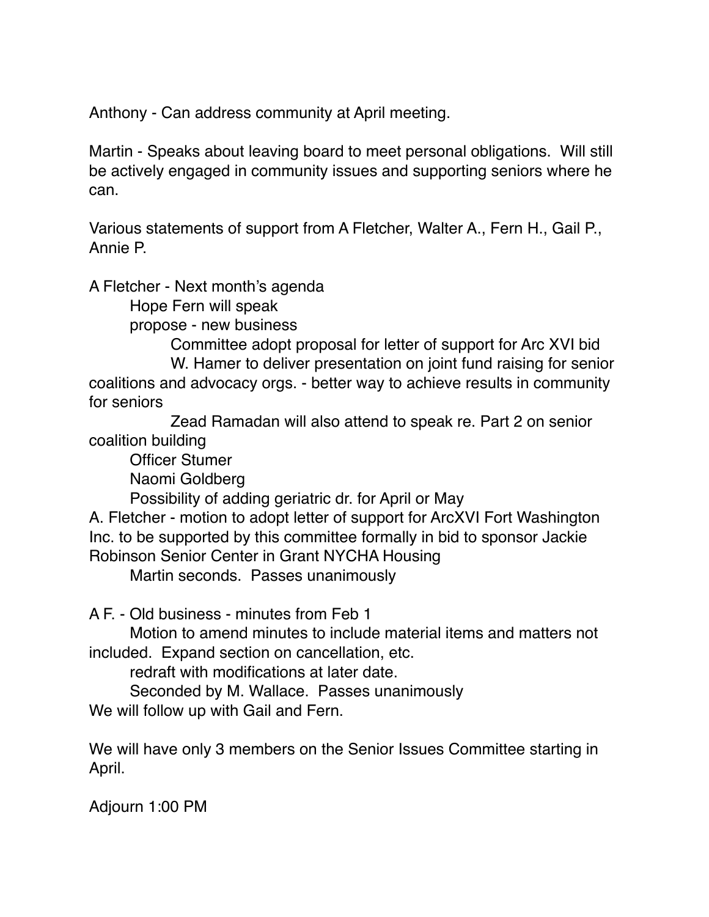Anthony - Can address community at April meeting.

Martin - Speaks about leaving board to meet personal obligations. Will still be actively engaged in community issues and supporting seniors where he can.

Various statements of support from A Fletcher, Walter A., Fern H., Gail P., Annie P.

A Fletcher - Next month's agenda

- Hope Fern will speak
- propose - new business
    - Committee adopt proposal for letter of support for Arc XVI bid
    - W. Hamer to deliver presentation on joint fund raising for senior coalitions and advocacy orgs. - better way to achieve results in community for seniors
    - Zead Ramadan will also attend to speak re. Part 2 on senior coalition building
- Officer Stumer
- Naomi Goldberg
- Possibility of adding geriatric dr. for April or May

A. Fletcher - motion to adopt letter of support for ArcXVI Fort Washington Inc. to be supported by this committee formally in bid to sponsor Jackie Robinson Senior Center in Grant NYCHA Housing

- Martin seconds. Passes unanimously

A F. - Old business - minutes from Feb 1

- Motion to amend minutes to include material items and matters not included. Expand section on cancellation, etc.
- redraft with modifications at later date.
- Seconded by M. Wallace. Passes unanimously

We will follow up with Gail and Fern.

We will have only 3 members on the Senior Issues Committee starting in April.

Adjourn 1:00 PM